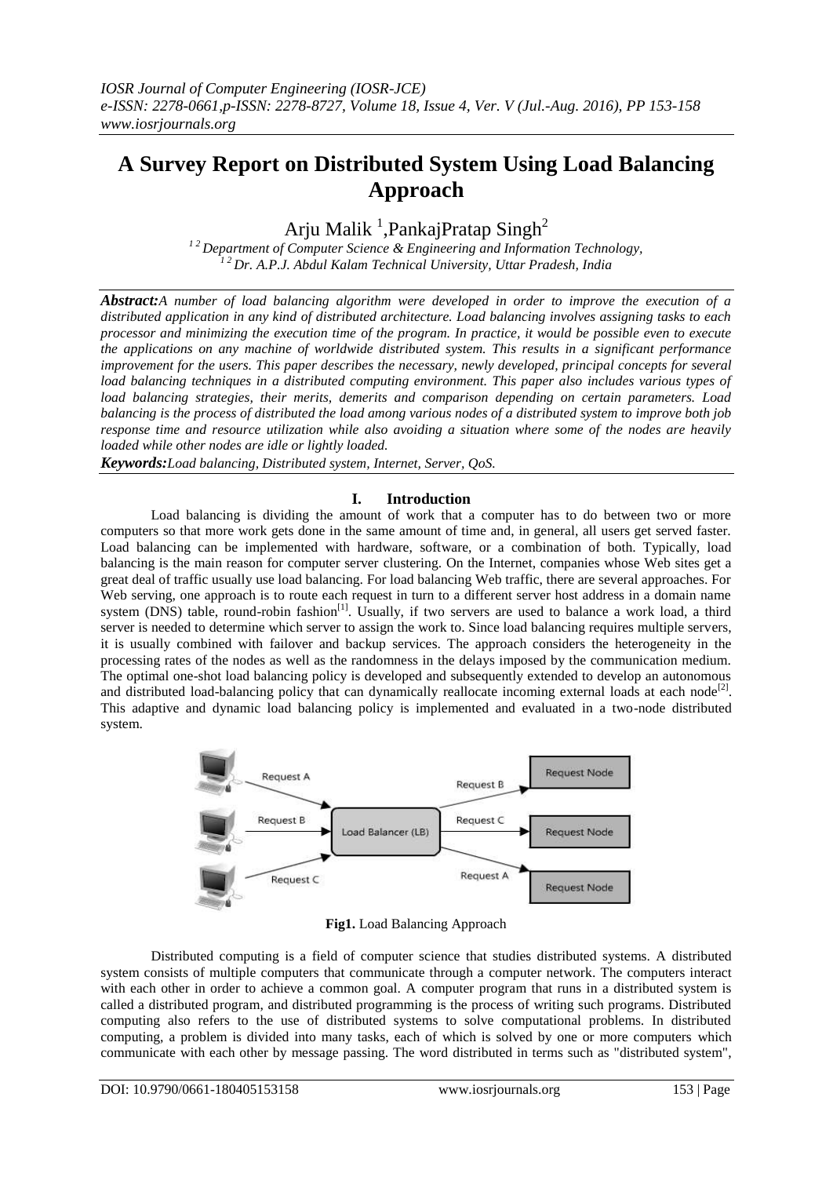# A Survey Report on Distributed System Using Load Balancing Approach

Arju Malik [1], PankajPratap Singh[2]

[1 2] Department of Computer Science & Engineering and Information Technology,
[1 2] Dr. A.P.J. Abdul Kalam Technical University, Uttar Pradesh, India

***Abstract:*** *A number of load balancing algorithm were developed in order to improve the execution of a distributed application in any kind of distributed architecture. Load balancing involves assigning tasks to each processor and minimizing the execution time of the program. In practice, it would be possible even to execute the applications on any machine of worldwide distributed system. This results in a significant performance improvement for the users. This paper describes the necessary, newly developed, principal concepts for several load balancing techniques in a distributed computing environment. This paper also includes various types of load balancing strategies, their merits, demerits and comparison depending on certain parameters. Load balancing is the process of distributed the load among various nodes of a distributed system to improve both job response time and resource utilization while also avoiding a situation where some of the nodes are heavily loaded while other nodes are idle or lightly loaded.*

***Keywords:*** *Load balancing, Distributed system, Internet, Server, QoS.*

## I. Introduction

Load balancing is dividing the amount of work that a computer has to do between two or more computers so that more work gets done in the same amount of time and, in general, all users get served faster. Load balancing can be implemented with hardware, software, or a combination of both. Typically, load balancing is the main reason for computer server clustering. On the Internet, companies whose Web sites get a great deal of traffic usually use load balancing. For load balancing Web traffic, there are several approaches. For Web serving, one approach is to route each request in turn to a different server host address in a domain name system (DNS) table, round-robin fashion[1]. Usually, if two servers are used to balance a work load, a third server is needed to determine which server to assign the work to. Since load balancing requires multiple servers, it is usually combined with failover and backup services. The approach considers the heterogeneity in the processing rates of the nodes as well as the randomness in the delays imposed by the communication medium. The optimal one-shot load balancing policy is developed and subsequently extended to develop an autonomous and distributed load-balancing policy that can dynamically reallocate incoming external loads at each node[2]. This adaptive and dynamic load balancing policy is implemented and evaluated in a two-node distributed system.

**Fig1.** Load Balancing Approach

Distributed computing is a field of computer science that studies distributed systems. A distributed system consists of multiple computers that communicate through a computer network. The computers interact with each other in order to achieve a common goal. A computer program that runs in a distributed system is called a distributed program, and distributed programming is the process of writing such programs. Distributed computing also refers to the use of distributed systems to solve computational problems. In distributed computing, a problem is divided into many tasks, each of which is solved by one or more computers which communicate with each other by message passing. The word distributed in terms such as "distributed system",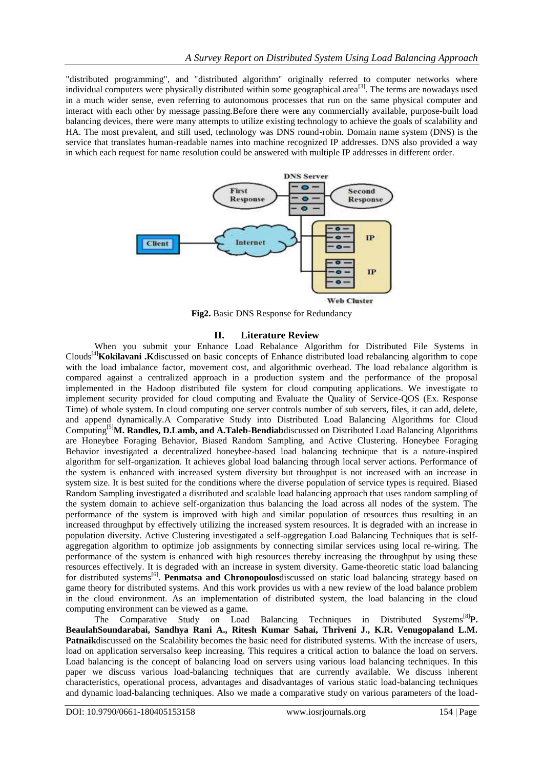"distributed programming", and "distributed algorithm" originally referred to computer networks where individual computers were physically distributed within some geographical area[3]. The terms are nowadays used in a much wider sense, even referring to autonomous processes that run on the same physical computer and interact with each other by message passing.Before there were any commercially available, purpose-built load balancing devices, there were many attempts to utilize existing technology to achieve the goals of scalability and HA. The most prevalent, and still used, technology was DNS round-robin. Domain name system (DNS) is the service that translates human-readable names into machine recognized IP addresses. DNS also provided a way in which each request for name resolution could be answered with multiple IP addresses in different order.

**Fig2.** Basic DNS Response for Redundancy

## II. Literature Review

When you submit your Enhance Load Rebalance Algorithm for Distributed File Systems in Clouds[4]**Kokilavani .K**discussed on basic concepts of Enhance distributed load rebalancing algorithm to cope with the load imbalance factor, movement cost, and algorithmic overhead. The load rebalance algorithm is compared against a centralized approach in a production system and the performance of the proposal implemented in the Hadoop distributed file system for cloud computing applications. We investigate to implement security provided for cloud computing and Evaluate the Quality of Service-QOS (Ex. Response Time) of whole system. In cloud computing one server controls number of sub servers, files, it can add, delete, and append dynamically.A Comparative Study into Distributed Load Balancing Algorithms for Cloud Computing[5]**M. Randles, D.Lamb, and A.Taleb-Bendiab**discussed on Distributed Load Balancing Algorithms are Honeybee Foraging Behavior, Biased Random Sampling, and Active Clustering. Honeybee Foraging Behavior investigated a decentralized honeybee-based load balancing technique that is a nature-inspired algorithm for self-organization. It achieves global load balancing through local server actions. Performance of the system is enhanced with increased system diversity but throughput is not increased with an increase in system size. It is best suited for the conditions where the diverse population of service types is required. Biased Random Sampling investigated a distributed and scalable load balancing approach that uses random sampling of the system domain to achieve self-organization thus balancing the load across all nodes of the system. The performance of the system is improved with high and similar population of resources thus resulting in an increased throughput by effectively utilizing the increased system resources. It is degraded with an increase in population diversity. Active Clustering investigated a self-aggregation Load Balancing Techniques that is self-aggregation algorithm to optimize job assignments by connecting similar services using local re-wiring. The performance of the system is enhanced with high resources thereby increasing the throughput by using these resources effectively. It is degraded with an increase in system diversity. Game-theoretic static load balancing for distributed systems[6]. **Penmatsa and Chronopoulos**discussed on static load balancing strategy based on game theory for distributed systems. And this work provides us with a new review of the load balance problem in the cloud environment. As an implementation of distributed system, the load balancing in the cloud computing environment can be viewed as a game.

The Comparative Study on Load Balancing Techniques in Distributed Systems[8]**P. BeaulahSoundarabai, Sandhya Rani A., Ritesh Kumar Sahai, Thriveni J., K.R. Venugopaland L.M. Patnaik**discussed on the Scalability becomes the basic need for distributed systems. With the increase of users, load on application serversalso keep increasing. This requires a critical action to balance the load on servers. Load balancing is the concept of balancing load on servers using various load balancing techniques. In this paper we discuss various load-balancing techniques that are currently available. We discuss inherent characteristics, operational process, advantages and disadvantages of various static load-balancing techniques and dynamic load-balancing techniques. Also we made a comparative study on various parameters of the load-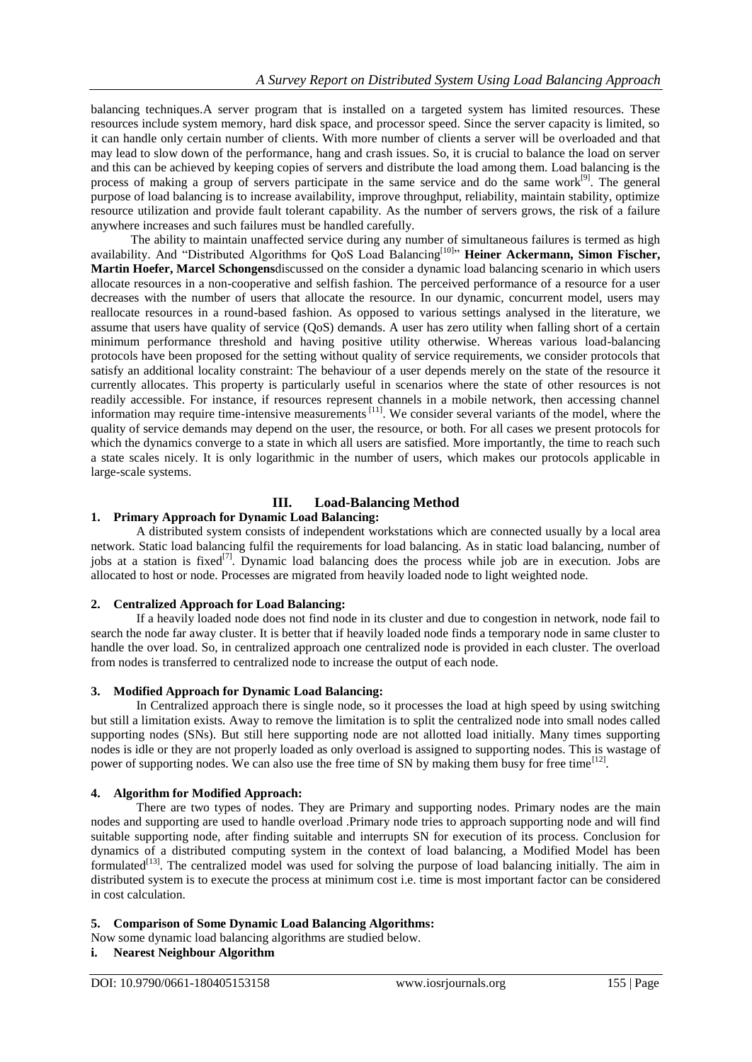balancing techniques.A server program that is installed on a targeted system has limited resources. These resources include system memory, hard disk space, and processor speed. Since the server capacity is limited, so it can handle only certain number of clients. With more number of clients a server will be overloaded and that may lead to slow down of the performance, hang and crash issues. So, it is crucial to balance the load on server and this can be achieved by keeping copies of servers and distribute the load among them. Load balancing is the process of making a group of servers participate in the same service and do the same work[9]. The general purpose of load balancing is to increase availability, improve throughput, reliability, maintain stability, optimize resource utilization and provide fault tolerant capability. As the number of servers grows, the risk of a failure anywhere increases and such failures must be handled carefully.

The ability to maintain unaffected service during any number of simultaneous failures is termed as high availability. And "Distributed Algorithms for QoS Load Balancing[10]" **Heiner Ackermann, Simon Fischer, Martin Hoefer, Marcel Schongens**discussed on the consider a dynamic load balancing scenario in which users allocate resources in a non-cooperative and selfish fashion. The perceived performance of a resource for a user decreases with the number of users that allocate the resource. In our dynamic, concurrent model, users may reallocate resources in a round-based fashion. As opposed to various settings analysed in the literature, we assume that users have quality of service (QoS) demands. A user has zero utility when falling short of a certain minimum performance threshold and having positive utility otherwise. Whereas various load-balancing protocols have been proposed for the setting without quality of service requirements, we consider protocols that satisfy an additional locality constraint: The behaviour of a user depends merely on the state of the resource it currently allocates. This property is particularly useful in scenarios where the state of other resources is not readily accessible. For instance, if resources represent channels in a mobile network, then accessing channel information may require time-intensive measurements [11]. We consider several variants of the model, where the quality of service demands may depend on the user, the resource, or both. For all cases we present protocols for which the dynamics converge to a state in which all users are satisfied. More importantly, the time to reach such a state scales nicely. It is only logarithmic in the number of users, which makes our protocols applicable in large-scale systems.

## III. Load-Balancing Method

### 1. Primary Approach for Dynamic Load Balancing:

A distributed system consists of independent workstations which are connected usually by a local area network. Static load balancing fulfil the requirements for load balancing. As in static load balancing, number of jobs at a station is fixed[7]. Dynamic load balancing does the process while job are in execution. Jobs are allocated to host or node. Processes are migrated from heavily loaded node to light weighted node.

### 2. Centralized Approach for Load Balancing:

If a heavily loaded node does not find node in its cluster and due to congestion in network, node fail to search the node far away cluster. It is better that if heavily loaded node finds a temporary node in same cluster to handle the over load. So, in centralized approach one centralized node is provided in each cluster. The overload from nodes is transferred to centralized node to increase the output of each node.

### 3. Modified Approach for Dynamic Load Balancing:

In Centralized approach there is single node, so it processes the load at high speed by using switching but still a limitation exists. Away to remove the limitation is to split the centralized node into small nodes called supporting nodes (SNs). But still here supporting node are not allotted load initially. Many times supporting nodes is idle or they are not properly loaded as only overload is assigned to supporting nodes. This is wastage of power of supporting nodes. We can also use the free time of SN by making them busy for free time[12].

### 4. Algorithm for Modified Approach:

There are two types of nodes. They are Primary and supporting nodes. Primary nodes are the main nodes and supporting are used to handle overload .Primary node tries to approach supporting node and will find suitable supporting node, after finding suitable and interrupts SN for execution of its process. Conclusion for dynamics of a distributed computing system in the context of load balancing, a Modified Model has been formulated[13]. The centralized model was used for solving the purpose of load balancing initially. The aim in distributed system is to execute the process at minimum cost i.e. time is most important factor can be considered in cost calculation.

### 5. Comparison of Some Dynamic Load Balancing Algorithms:

Now some dynamic load balancing algorithms are studied below.

**i. Nearest Neighbour Algorithm**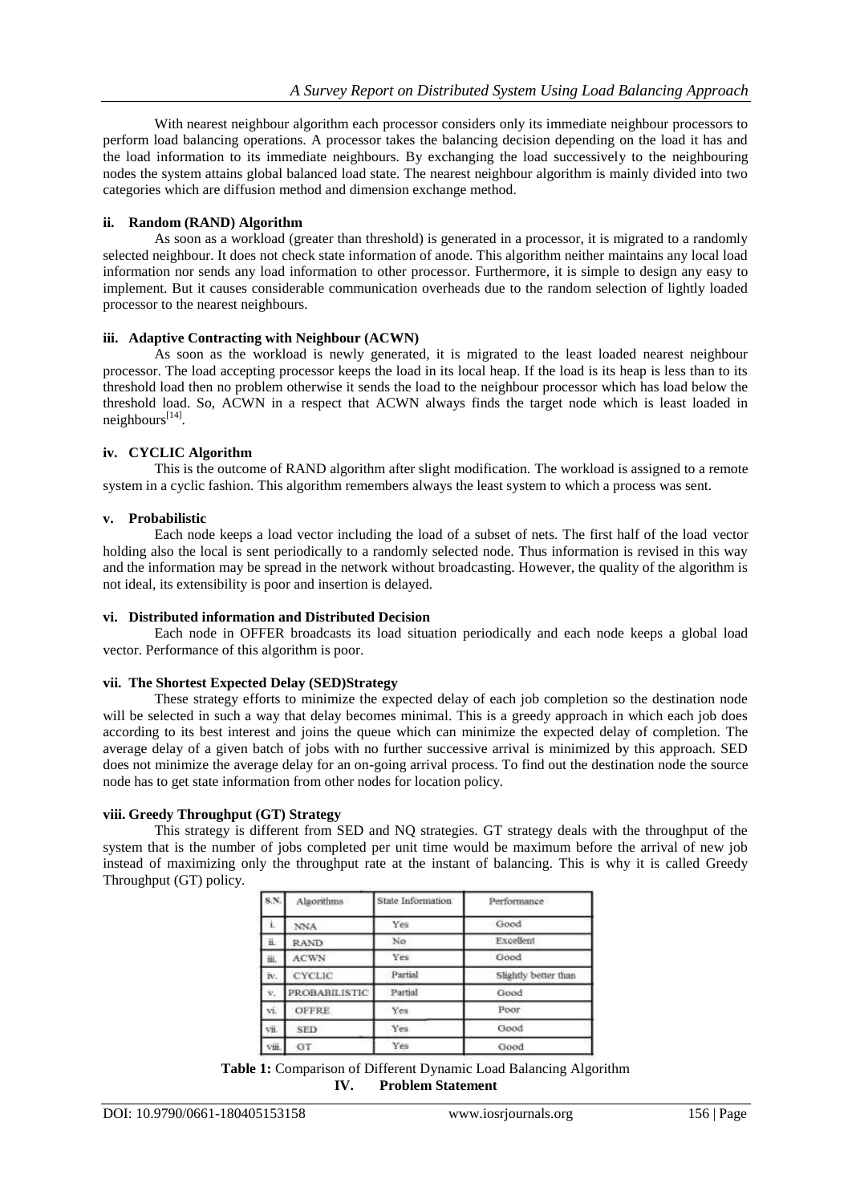With nearest neighbour algorithm each processor considers only its immediate neighbour processors to perform load balancing operations. A processor takes the balancing decision depending on the load it has and the load information to its immediate neighbours. By exchanging the load successively to the neighbouring nodes the system attains global balanced load state. The nearest neighbour algorithm is mainly divided into two categories which are diffusion method and dimension exchange method.

#### ii. Random (RAND) Algorithm

As soon as a workload (greater than threshold) is generated in a processor, it is migrated to a randomly selected neighbour. It does not check state information of anode. This algorithm neither maintains any local load information nor sends any load information to other processor. Furthermore, it is simple to design any easy to implement. But it causes considerable communication overheads due to the random selection of lightly loaded processor to the nearest neighbours.

#### iii. Adaptive Contracting with Neighbour (ACWN)

As soon as the workload is newly generated, it is migrated to the least loaded nearest neighbour processor. The load accepting processor keeps the load in its local heap. If the load is its heap is less than to its threshold load then no problem otherwise it sends the load to the neighbour processor which has load below the threshold load. So, ACWN in a respect that ACWN always finds the target node which is least loaded in neighbours[14].

#### iv. CYCLIC Algorithm

This is the outcome of RAND algorithm after slight modification. The workload is assigned to a remote system in a cyclic fashion. This algorithm remembers always the least system to which a process was sent.

#### v. Probabilistic

Each node keeps a load vector including the load of a subset of nets. The first half of the load vector holding also the local is sent periodically to a randomly selected node. Thus information is revised in this way and the information may be spread in the network without broadcasting. However, the quality of the algorithm is not ideal, its extensibility is poor and insertion is delayed.

#### vi. Distributed information and Distributed Decision

Each node in OFFER broadcasts its load situation periodically and each node keeps a global load vector. Performance of this algorithm is poor.

#### vii. The Shortest Expected Delay (SED)Strategy

These strategy efforts to minimize the expected delay of each job completion so the destination node will be selected in such a way that delay becomes minimal. This is a greedy approach in which each job does according to its best interest and joins the queue which can minimize the expected delay of completion. The average delay of a given batch of jobs with no further successive arrival is minimized by this approach. SED does not minimize the average delay for an on-going arrival process. To find out the destination node the source node has to get state information from other nodes for location policy.

#### viii. Greedy Throughput (GT) Strategy

This strategy is different from SED and NQ strategies. GT strategy deals with the throughput of the system that is the number of jobs completed per unit time would be maximum before the arrival of new job instead of maximizing only the throughput rate at the instant of balancing. This is why it is called Greedy Throughput (GT) policy.

| S.N. | Algorithms | State Information | Performance |
|---|---|---|---|
| i. | NNA | Yes | Good |
| ii. | RAND | No | Excellent |
| iii. | ACWN | Yes | Good |
| iv. | CYCLIC | Partial | Slightly better than |
| v. | PROBABILISTIC | Partial | Good |
| vi. | OFFRE | Yes | Poor |
| vii. | SED | Yes | Good |
| viii. | GT | Yes | Good |

**Table 1:** Comparison of Different Dynamic Load Balancing Algorithm

## IV. Problem Statement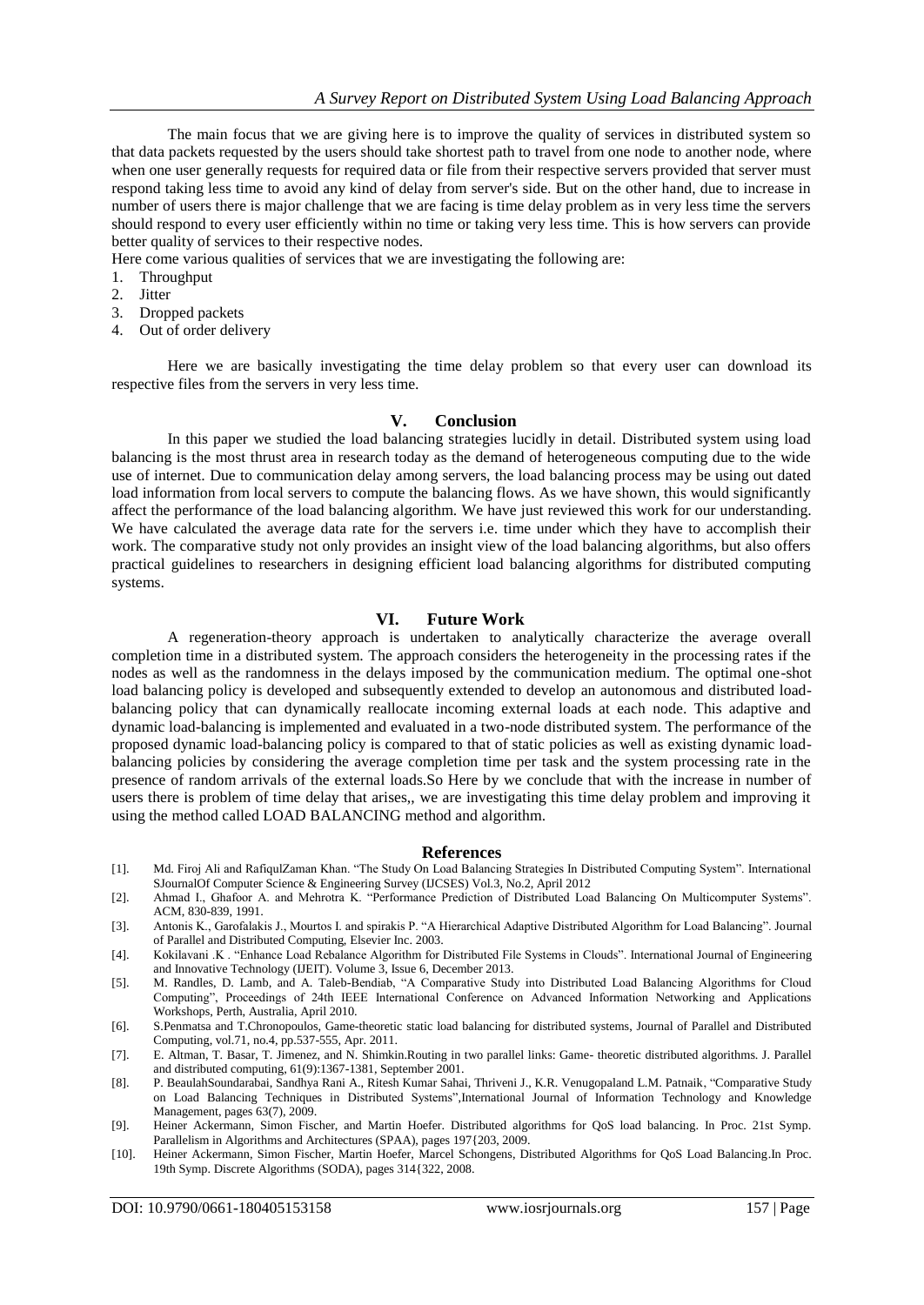The main focus that we are giving here is to improve the quality of services in distributed system so that data packets requested by the users should take shortest path to travel from one node to another node, where when one user generally requests for required data or file from their respective servers provided that server must respond taking less time to avoid any kind of delay from server's side. But on the other hand, due to increase in number of users there is major challenge that we are facing is time delay problem as in very less time the servers should respond to every user efficiently within no time or taking very less time. This is how servers can provide better quality of services to their respective nodes.

Here come various qualities of services that we are investigating the following are:

1. Throughput
2. Jitter
3. Dropped packets
4. Out of order delivery

Here we are basically investigating the time delay problem so that every user can download its respective files from the servers in very less time.

## V. Conclusion

In this paper we studied the load balancing strategies lucidly in detail. Distributed system using load balancing is the most thrust area in research today as the demand of heterogeneous computing due to the wide use of internet. Due to communication delay among servers, the load balancing process may be using out dated load information from local servers to compute the balancing flows. As we have shown, this would significantly affect the performance of the load balancing algorithm. We have just reviewed this work for our understanding. We have calculated the average data rate for the servers i.e. time under which they have to accomplish their work. The comparative study not only provides an insight view of the load balancing algorithms, but also offers practical guidelines to researchers in designing efficient load balancing algorithms for distributed computing systems.

## VI. Future Work

A regeneration-theory approach is undertaken to analytically characterize the average overall completion time in a distributed system. The approach considers the heterogeneity in the processing rates if the nodes as well as the randomness in the delays imposed by the communication medium. The optimal one-shot load balancing policy is developed and subsequently extended to develop an autonomous and distributed load-balancing policy that can dynamically reallocate incoming external loads at each node. This adaptive and dynamic load-balancing is implemented and evaluated in a two-node distributed system. The performance of the proposed dynamic load-balancing policy is compared to that of static policies as well as existing dynamic load-balancing policies by considering the average completion time per task and the system processing rate in the presence of random arrivals of the external loads.So Here by we conclude that with the increase in number of users there is problem of time delay that arises,, we are investigating this time delay problem and improving it using the method called LOAD BALANCING method and algorithm.

## References

[1]. Md. Firoj Ali and RafiqulZaman Khan. "The Study On Load Balancing Strategies In Distributed Computing System". International SJournalOf Computer Science & Engineering Survey (IJCSES) Vol.3, No.2, April 2012

[2]. Ahmad I., Ghafoor A. and Mehrotra K. "Performance Prediction of Distributed Load Balancing On Multicomputer Systems". ACM, 830-839, 1991.

[3]. Antonis K., Garofalakis J., Mourtos I. and spirakis P. "A Hierarchical Adaptive Distributed Algorithm for Load Balancing". Journal of Parallel and Distributed Computing, Elsevier Inc. 2003.

[4]. Kokilavani .K . "Enhance Load Rebalance Algorithm for Distributed File Systems in Clouds". International Journal of Engineering and Innovative Technology (IJEIT). Volume 3, Issue 6, December 2013.

[5]. M. Randles, D. Lamb, and A. Taleb-Bendiab, "A Comparative Study into Distributed Load Balancing Algorithms for Cloud Computing", Proceedings of 24th IEEE International Conference on Advanced Information Networking and Applications Workshops, Perth, Australia, April 2010.

[6]. S.Penmatsa and T.Chronopoulos, Game-theoretic static load balancing for distributed systems, Journal of Parallel and Distributed Computing, vol.71, no.4, pp.537-555, Apr. 2011.

[7]. E. Altman, T. Basar, T. Jimenez, and N. Shimkin.Routing in two parallel links: Game- theoretic distributed algorithms. J. Parallel and distributed computing, 61(9):1367-1381, September 2001.

[8]. P. BeaulahSoundarabai, Sandhya Rani A., Ritesh Kumar Sahai, Thriveni J., K.R. Venugopaland L.M. Patnaik, "Comparative Study on Load Balancing Techniques in Distributed Systems",International Journal of Information Technology and Knowledge Management, pages 63(7), 2009.

[9]. Heiner Ackermann, Simon Fischer, and Martin Hoefer. Distributed algorithms for QoS load balancing. In Proc. 21st Symp. Parallelism in Algorithms and Architectures (SPAA), pages 197{203, 2009.

[10]. Heiner Ackermann, Simon Fischer, Martin Hoefer, Marcel Schongens, Distributed Algorithms for QoS Load Balancing.In Proc. 19th Symp. Discrete Algorithms (SODA), pages 314{322, 2008.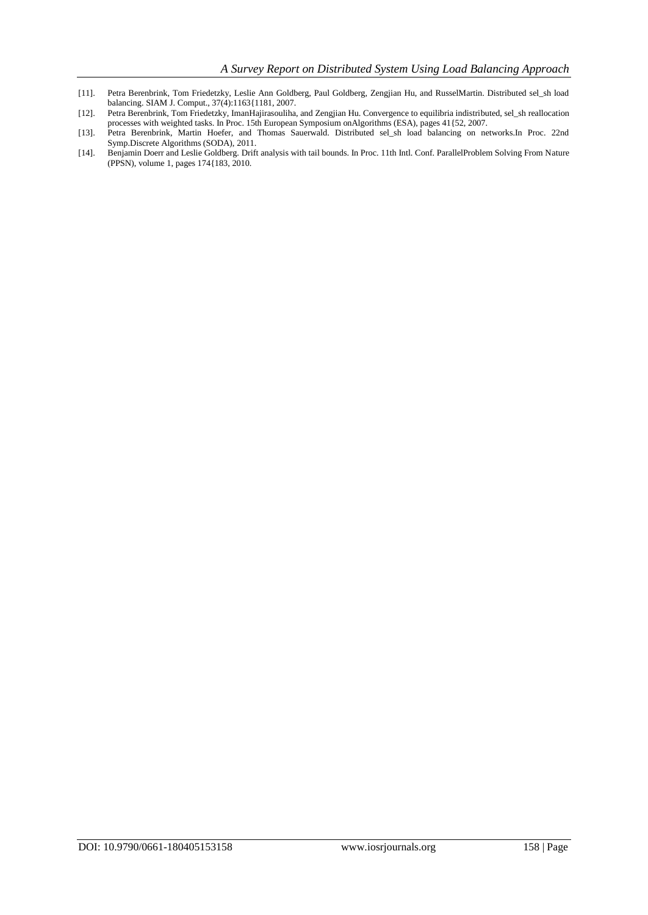[11]. Petra Berenbrink, Tom Friedetzky, Leslie Ann Goldberg, Paul Goldberg, Zengjian Hu, and RusselMartin. Distributed sel_sh load balancing. SIAM J. Comput., 37(4):1163{1181, 2007.

[12]. Petra Berenbrink, Tom Friedetzky, ImanHajirasouliha, and Zengjian Hu. Convergence to equilibria indistributed, sel_sh reallocation processes with weighted tasks. In Proc. 15th European Symposium onAlgorithms (ESA), pages 41{52, 2007.

[13]. Petra Berenbrink, Martin Hoefer, and Thomas Sauerwald. Distributed sel_sh load balancing on networks.In Proc. 22nd Symp.Discrete Algorithms (SODA), 2011.

[14]. Benjamin Doerr and Leslie Goldberg. Drift analysis with tail bounds. In Proc. 11th Intl. Conf. ParallelProblem Solving From Nature (PPSN), volume 1, pages 174{183, 2010.